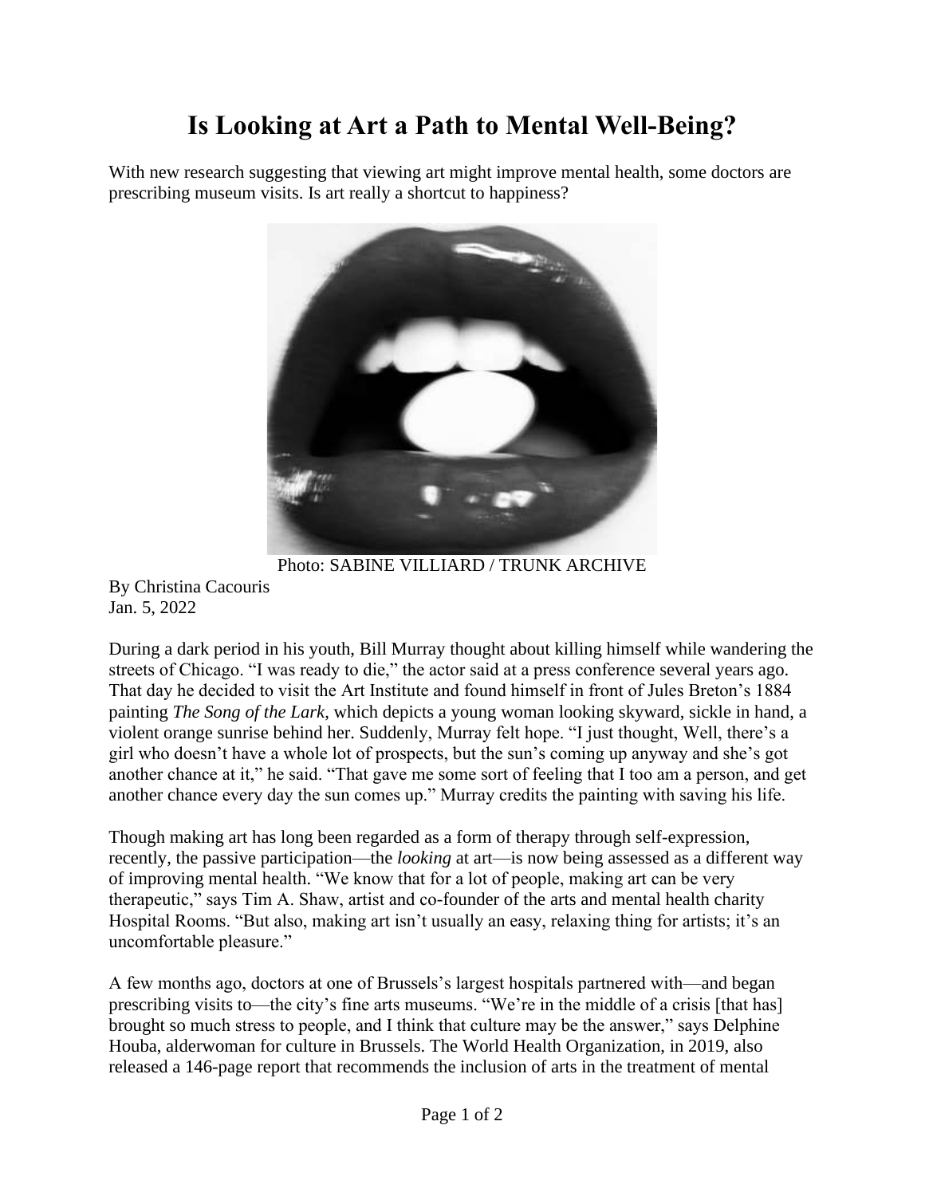# Is Looking at Art a Path to Mental Well-Being?

With new research suggesting that viewing art might improve mental health, some doctors are prescribing museum visits. Is art really a shortcut to happiness?

Photo: SABINE VILLIARD / TRUNK ARCHIVE

By Christina Cacouris
Jan. 5, 2022

During a dark period in his youth, Bill Murray thought about killing himself while wandering the streets of Chicago. "I was ready to die," the actor said at a press conference several years ago. That day he decided to visit the Art Institute and found himself in front of Jules Breton's 1884 painting *The Song of the Lark*, which depicts a young woman looking skyward, sickle in hand, a violent orange sunrise behind her. Suddenly, Murray felt hope. "I just thought, Well, there's a girl who doesn't have a whole lot of prospects, but the sun's coming up anyway and she's got another chance at it," he said. "That gave me some sort of feeling that I too am a person, and get another chance every day the sun comes up." Murray credits the painting with saving his life.

Though making art has long been regarded as a form of therapy through self-expression, recently, the passive participation—the *looking* at art—is now being assessed as a different way of improving mental health. "We know that for a lot of people, making art can be very therapeutic," says Tim A. Shaw, artist and co-founder of the arts and mental health charity Hospital Rooms. "But also, making art isn't usually an easy, relaxing thing for artists; it's an uncomfortable pleasure."

A few months ago, doctors at one of Brussels's largest hospitals partnered with—and began prescribing visits to—the city's fine arts museums. "We're in the middle of a crisis [that has] brought so much stress to people, and I think that culture may be the answer," says Delphine Houba, alderwoman for culture in Brussels. The World Health Organization, in 2019, also released a 146-page report that recommends the inclusion of arts in the treatment of mental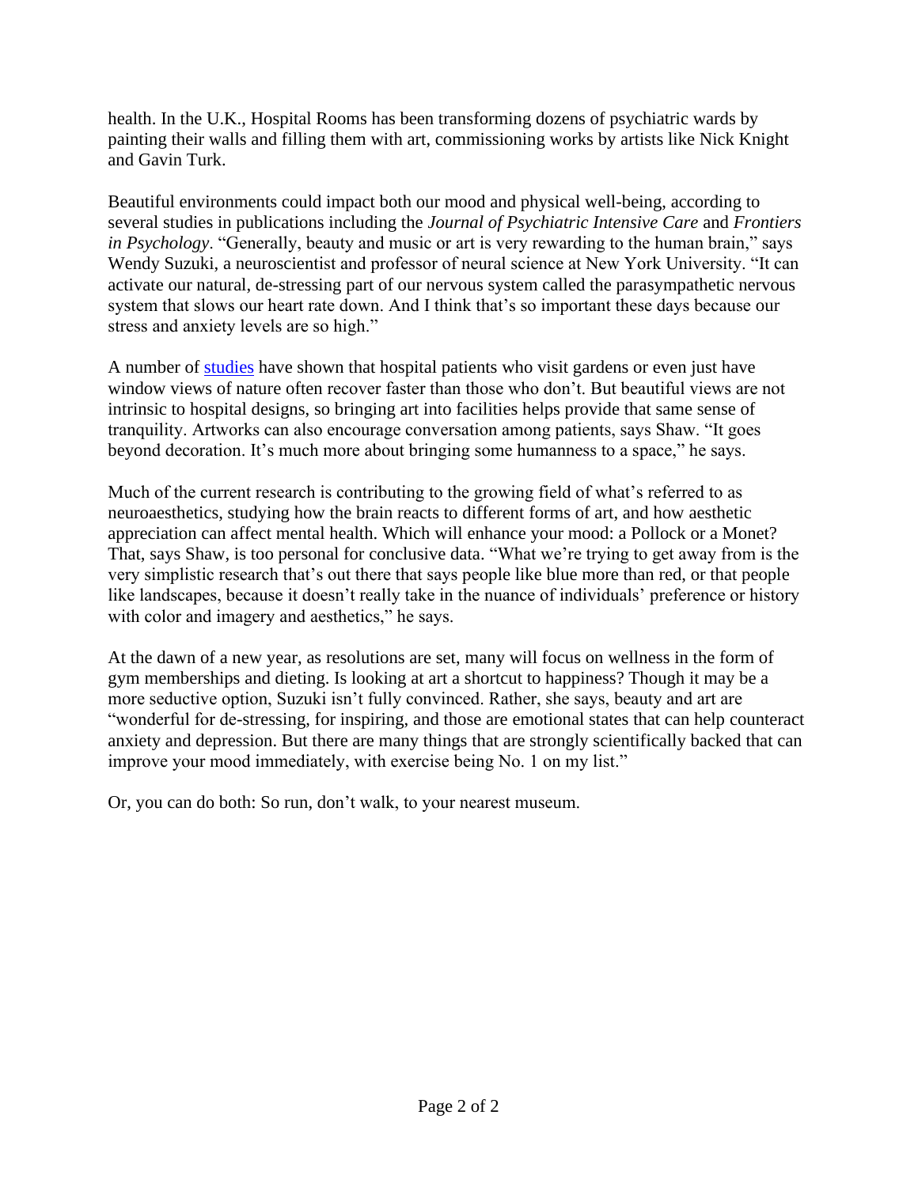health. In the U.K., Hospital Rooms has been transforming dozens of psychiatric wards by painting their walls and filling them with art, commissioning works by artists like Nick Knight and Gavin Turk.

Beautiful environments could impact both our mood and physical well-being, according to several studies in publications including the *Journal of Psychiatric Intensive Care* and *Frontiers in Psychology*. "Generally, beauty and music or art is very rewarding to the human brain," says Wendy Suzuki, a neuroscientist and professor of neural science at New York University. "It can activate our natural, de-stressing part of our nervous system called the parasympathetic nervous system that slows our heart rate down. And I think that's so important these days because our stress and anxiety levels are so high."

A number of studies have shown that hospital patients who visit gardens or even just have window views of nature often recover faster than those who don't. But beautiful views are not intrinsic to hospital designs, so bringing art into facilities helps provide that same sense of tranquility. Artworks can also encourage conversation among patients, says Shaw. "It goes beyond decoration. It's much more about bringing some humanness to a space," he says.

Much of the current research is contributing to the growing field of what's referred to as neuroaesthetics, studying how the brain reacts to different forms of art, and how aesthetic appreciation can affect mental health. Which will enhance your mood: a Pollock or a Monet? That, says Shaw, is too personal for conclusive data. "What we're trying to get away from is the very simplistic research that's out there that says people like blue more than red, or that people like landscapes, because it doesn't really take in the nuance of individuals' preference or history with color and imagery and aesthetics," he says.

At the dawn of a new year, as resolutions are set, many will focus on wellness in the form of gym memberships and dieting. Is looking at art a shortcut to happiness? Though it may be a more seductive option, Suzuki isn't fully convinced. Rather, she says, beauty and art are "wonderful for de-stressing, for inspiring, and those are emotional states that can help counteract anxiety and depression. But there are many things that are strongly scientifically backed that can improve your mood immediately, with exercise being No. 1 on my list."

Or, you can do both: So run, don't walk, to your nearest museum.